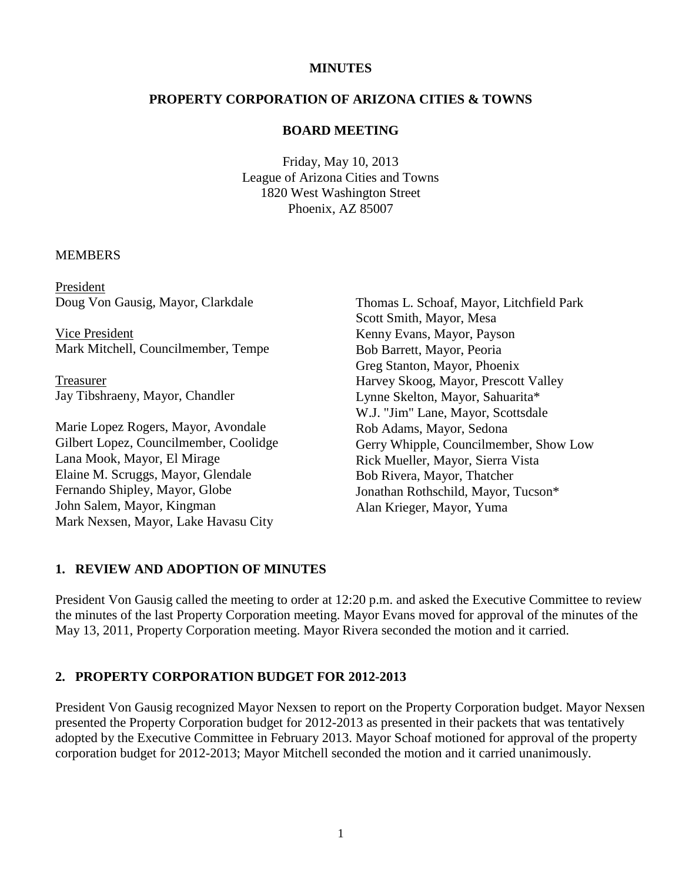**MINUTES**

**PROPERTY CORPORATION OF ARIZONA CITIES & TOWNS**

**BOARD MEETING**

Friday, May 10, 2013
League of Arizona Cities and Towns
1820 West Washington Street
Phoenix, AZ 85007

MEMBERS

President
Doug Von Gausig, Mayor, Clarkdale

Vice President
Mark Mitchell, Councilmember, Tempe

Treasurer
Jay Tibshraeny, Mayor, Chandler

Marie Lopez Rogers, Mayor, Avondale
Gilbert Lopez, Councilmember, Coolidge
Lana Mook, Mayor, El Mirage
Elaine M. Scruggs, Mayor, Glendale
Fernando Shipley, Mayor, Globe
John Salem, Mayor, Kingman
Mark Nexsen, Mayor, Lake Havasu City
Thomas L. Schoaf, Mayor, Litchfield Park
Scott Smith, Mayor, Mesa
Kenny Evans, Mayor, Payson
Bob Barrett, Mayor, Peoria
Greg Stanton, Mayor, Phoenix
Harvey Skoog, Mayor, Prescott Valley
Lynne Skelton, Mayor, Sahuarita*
W.J. "Jim" Lane, Mayor, Scottsdale
Rob Adams, Mayor, Sedona
Gerry Whipple, Councilmember, Show Low
Rick Mueller, Mayor, Sierra Vista
Bob Rivera, Mayor, Thatcher
Jonathan Rothschild, Mayor, Tucson*
Alan Krieger, Mayor, Yuma

## 1. REVIEW AND ADOPTION OF MINUTES

President Von Gausig called the meeting to order at 12:20 p.m. and asked the Executive Committee to review the minutes of the last Property Corporation meeting. Mayor Evans moved for approval of the minutes of the May 13, 2011, Property Corporation meeting. Mayor Rivera seconded the motion and it carried.

## 2. PROPERTY CORPORATION BUDGET FOR 2012-2013

President Von Gausig recognized Mayor Nexsen to report on the Property Corporation budget. Mayor Nexsen presented the Property Corporation budget for 2012-2013 as presented in their packets that was tentatively adopted by the Executive Committee in February 2013. Mayor Schoaf motioned for approval of the property corporation budget for 2012-2013; Mayor Mitchell seconded the motion and it carried unanimously.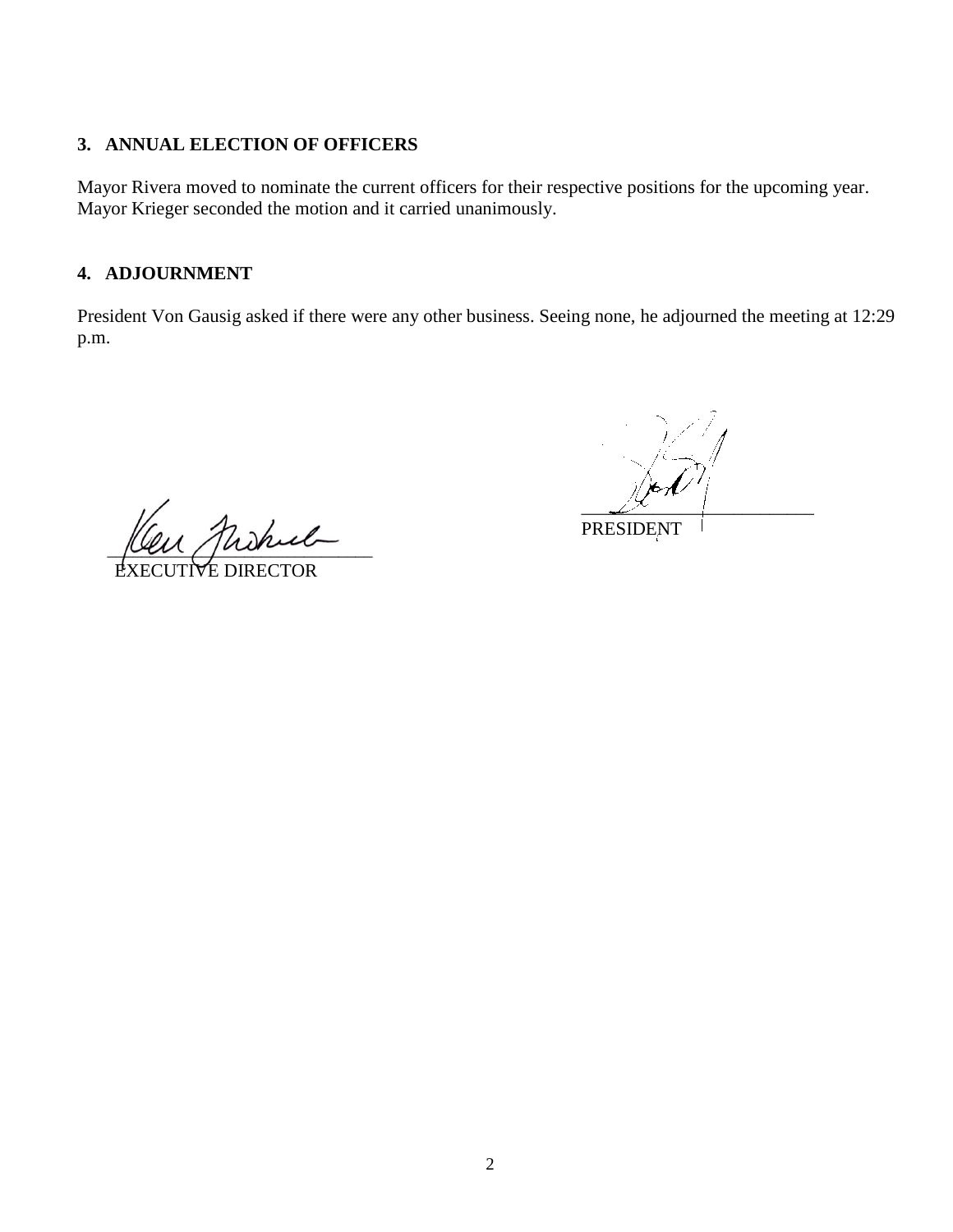### 3. ANNUAL ELECTION OF OFFICERS

Mayor Rivera moved to nominate the current officers for their respective positions for the upcoming year. Mayor Krieger seconded the motion and it carried unanimously.

### 4. ADJOURNMENT

President Von Gausig asked if there were any other business. Seeing none, he adjourned the meeting at 12:29 p.m.

EXECUTIVE DIRECTOR

PRESIDENT